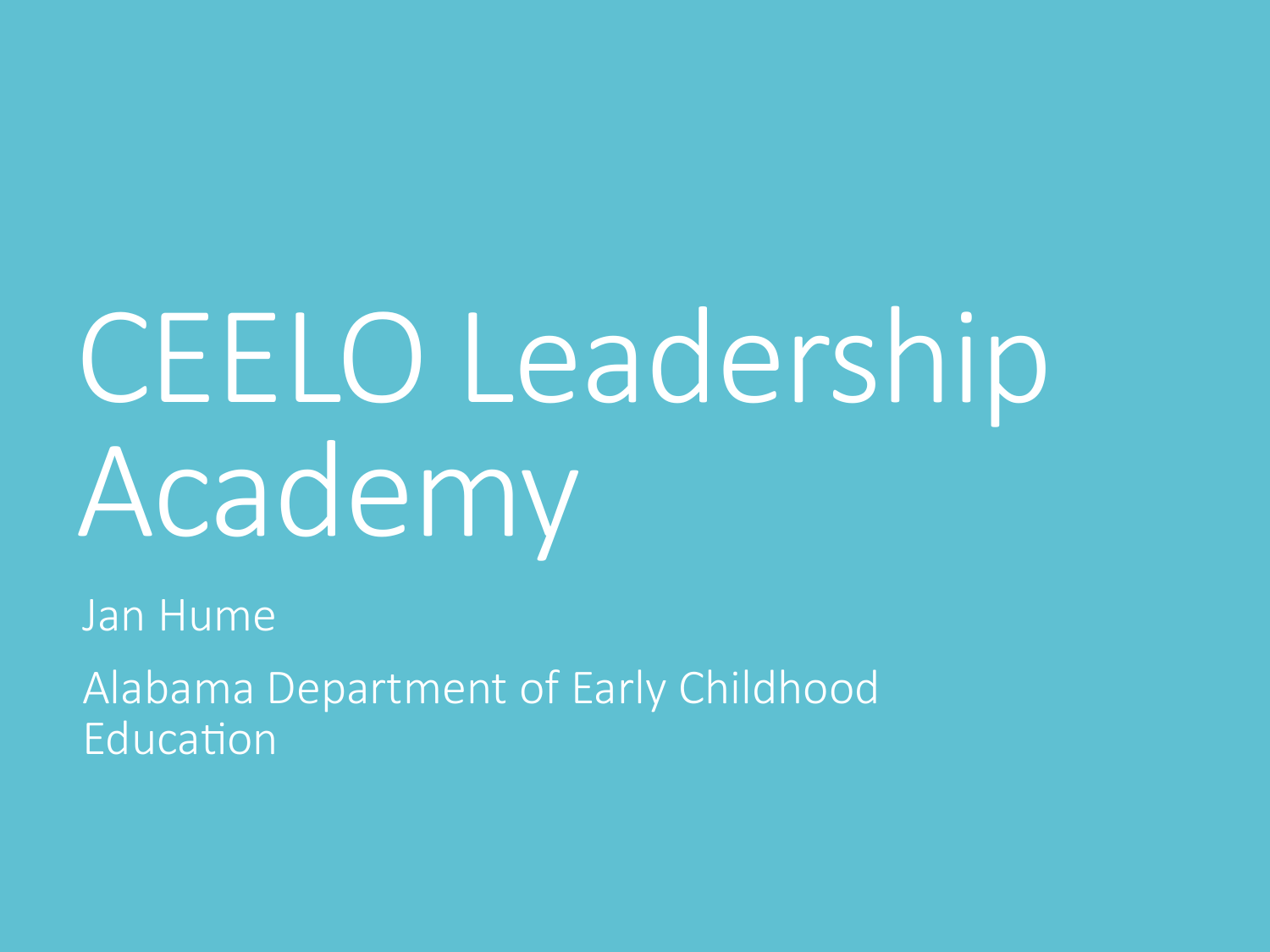# CEELO Leadership Academy

Jan Hume

Alabama Department of Early Childhood Education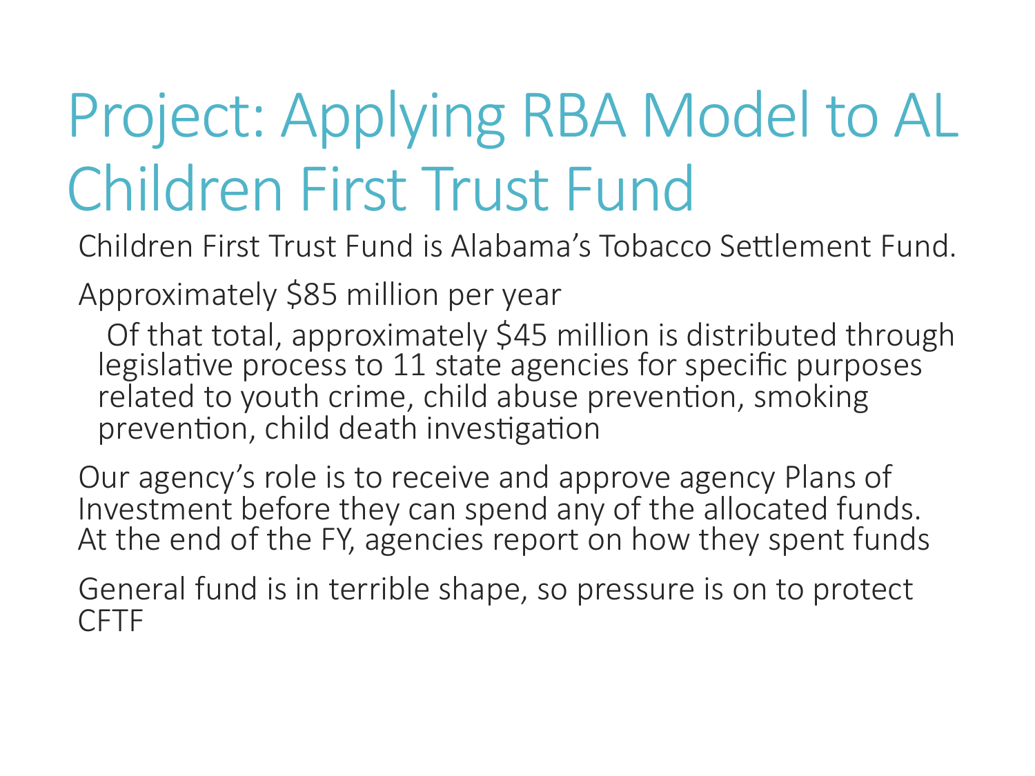# Project: Applying RBA Model to AL Children First Trust Fund

Children First Trust Fund is Alabama's Tobacco Settlement Fund.

Approximately $85 million per year

- Of that total, approximately $45 million is distributed through legislative process to 11 state agencies for specific purposes related to youth crime, child abuse prevention, smoking prevention, child death investigation

Our agency's role is to receive and approve agency Plans of Investment before they can spend any of the allocated funds. At the end of the FY, agencies report on how they spent funds

General fund is in terrible shape, so pressure is on to protect CFTF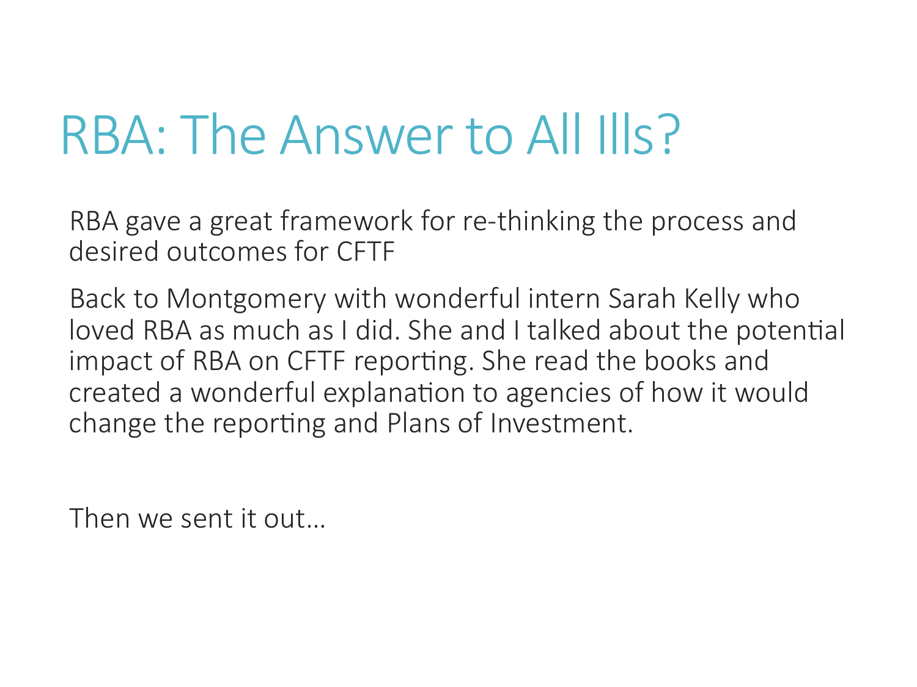# RBA: The Answer to All Ills?

RBA gave a great framework for re-thinking the process and desired outcomes for CFTF

Back to Montgomery with wonderful intern Sarah Kelly who loved RBA as much as I did. She and I talked about the potential impact of RBA on CFTF reporting. She read the books and created a wonderful explanation to agencies of how it would change the reporting and Plans of Investment.

Then we sent it out…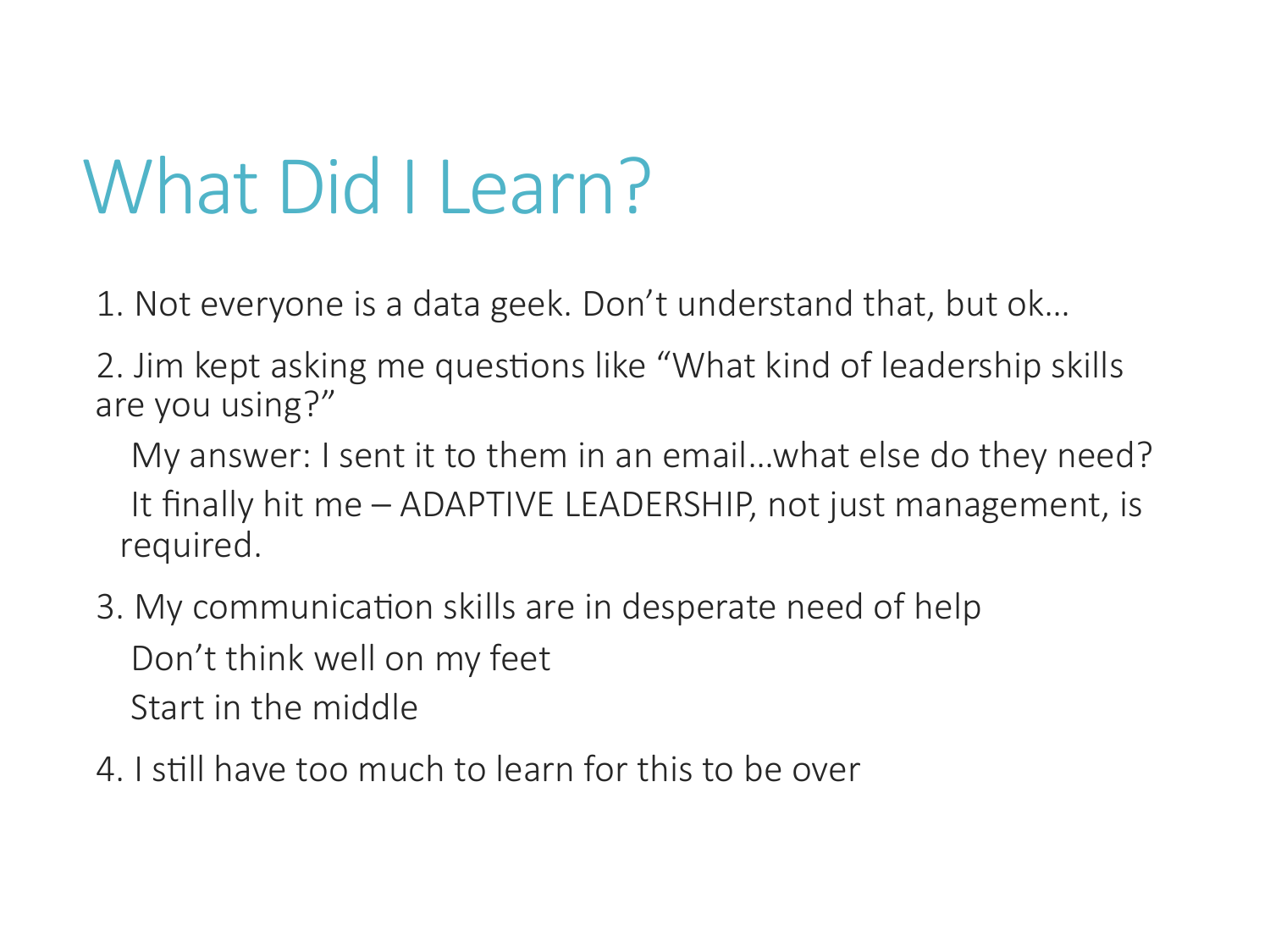# What Did I Learn?

1. Not everyone is a data geek. Don't understand that, but ok…

2. Jim kept asking me questions like "What kind of leadership skills are you using?"

   My answer: I sent it to them in an email…what else do they need?

   It finally hit me – ADAPTIVE LEADERSHIP, not just management, is required.

3. My communication skills are in desperate need of help

   Don't think well on my feet

   Start in the middle

4. I still have too much to learn for this to be over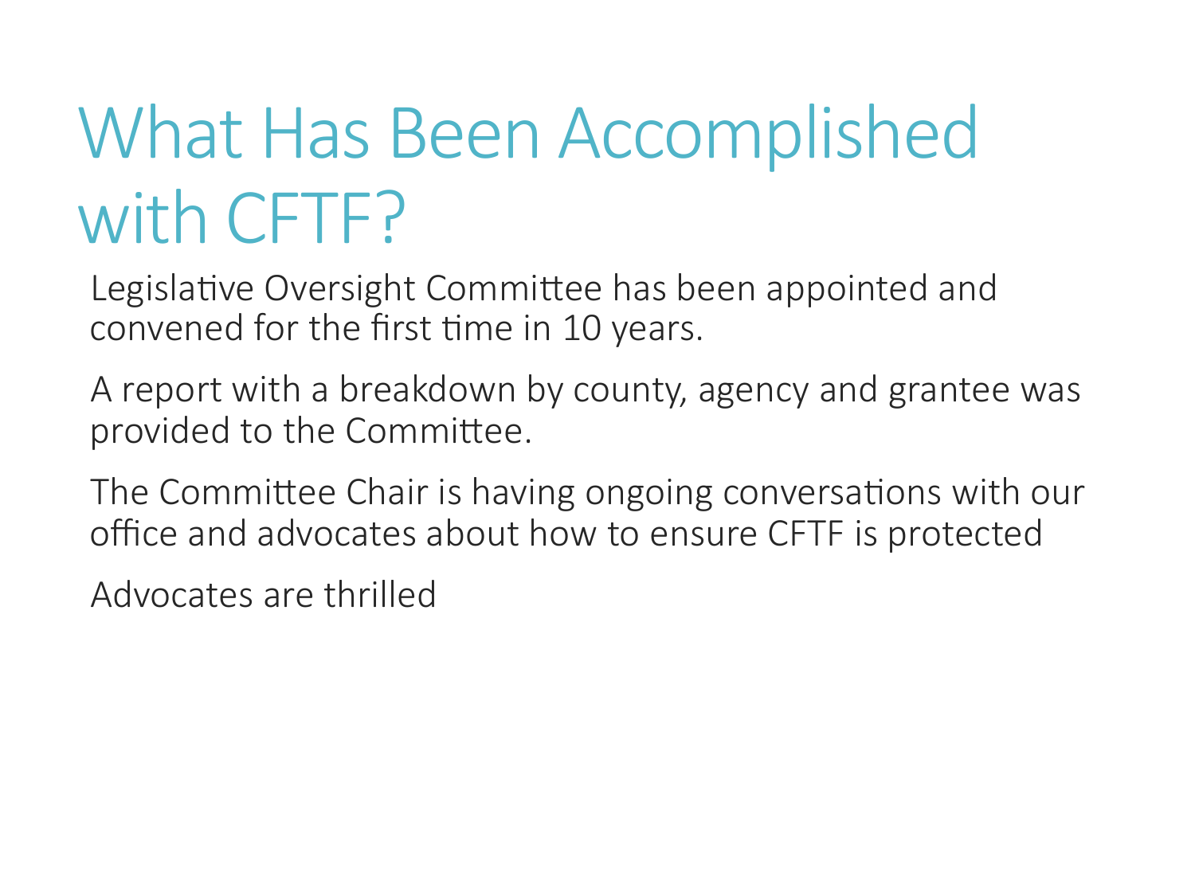# What Has Been Accomplished with CFTF?

Legislative Oversight Committee has been appointed and convened for the first time in 10 years.

A report with a breakdown by county, agency and grantee was provided to the Committee.

The Committee Chair is having ongoing conversations with our office and advocates about how to ensure CFTF is protected

Advocates are thrilled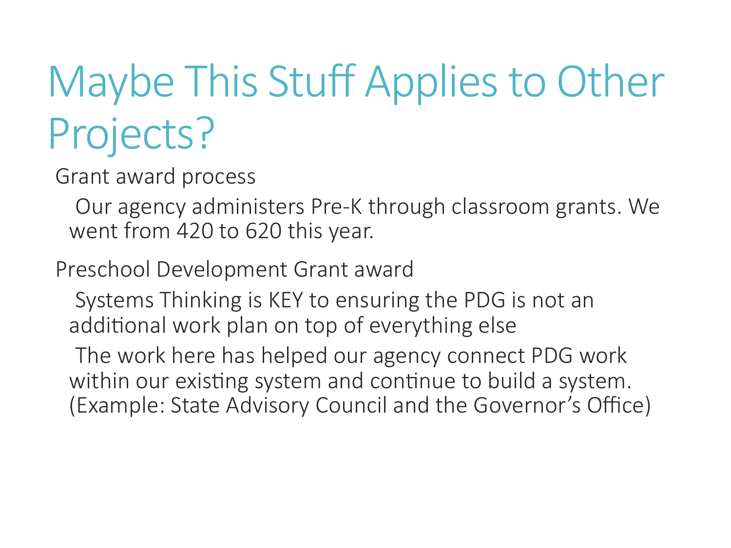# Maybe This Stuff Applies to Other Projects?

- Grant award process
  - Our agency administers Pre-K through classroom grants. We went from 420 to 620 this year.
- Preschool Development Grant award
  - Systems Thinking is KEY to ensuring the PDG is not an additional work plan on top of everything else
  - The work here has helped our agency connect PDG work within our existing system and continue to build a system. (Example: State Advisory Council and the Governor's Office)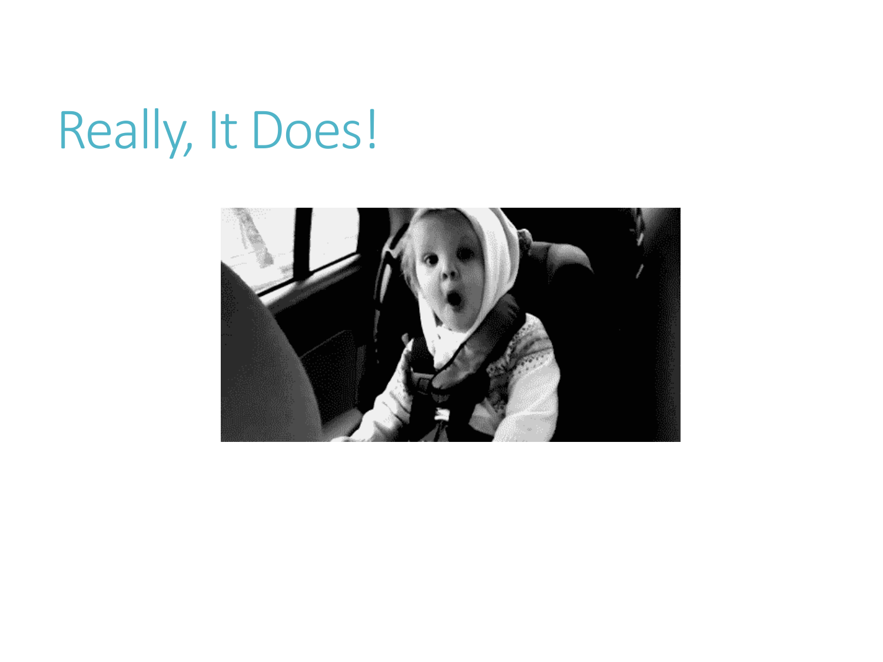# Really, It Does!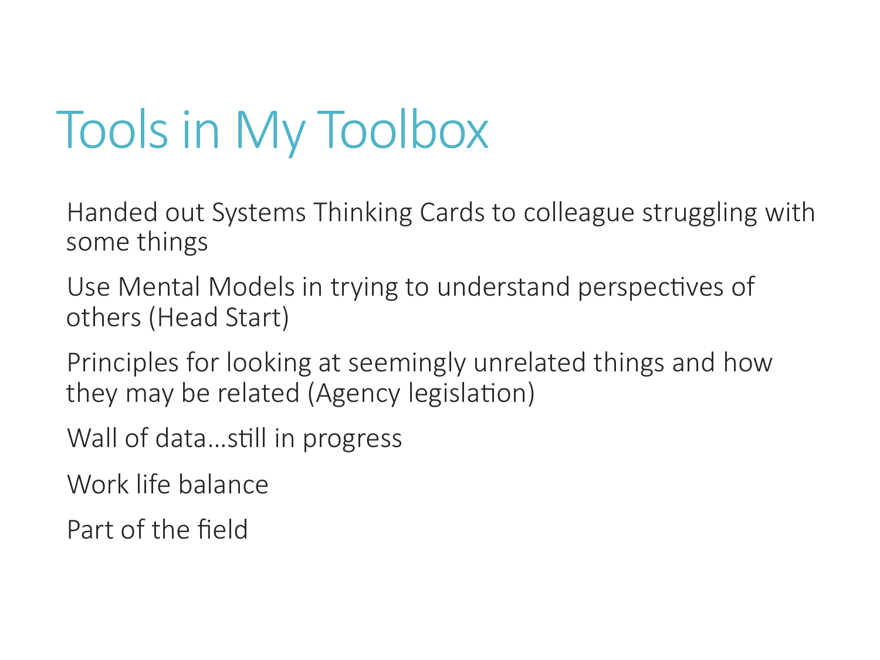# Tools in My Toolbox

Handed out Systems Thinking Cards to colleague struggling with some things

Use Mental Models in trying to understand perspectives of others (Head Start)

Principles for looking at seemingly unrelated things and how they may be related (Agency legislation)

Wall of data…still in progress

Work life balance

Part of the field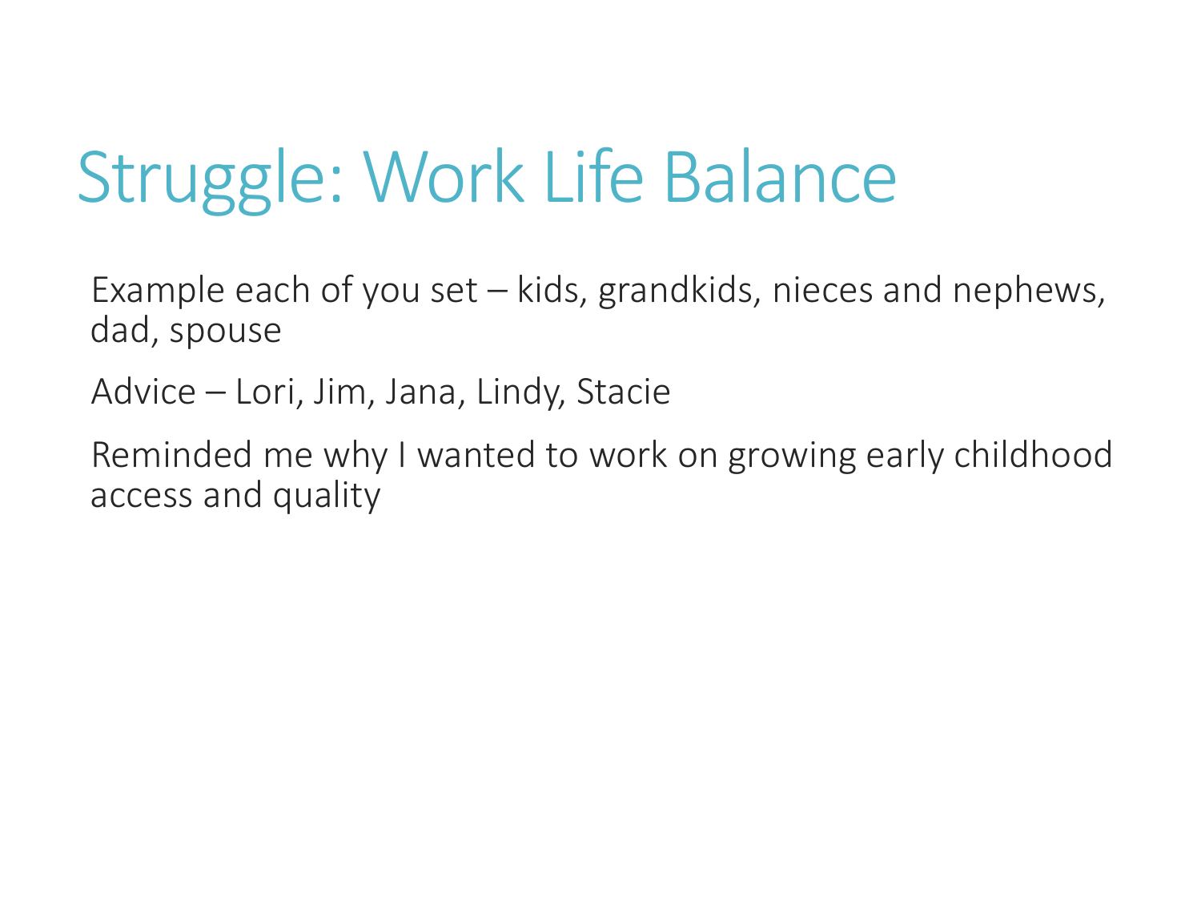# Struggle: Work Life Balance

Example each of you set – kids, grandkids, nieces and nephews, dad, spouse

Advice – Lori, Jim, Jana, Lindy, Stacie

Reminded me why I wanted to work on growing early childhood access and quality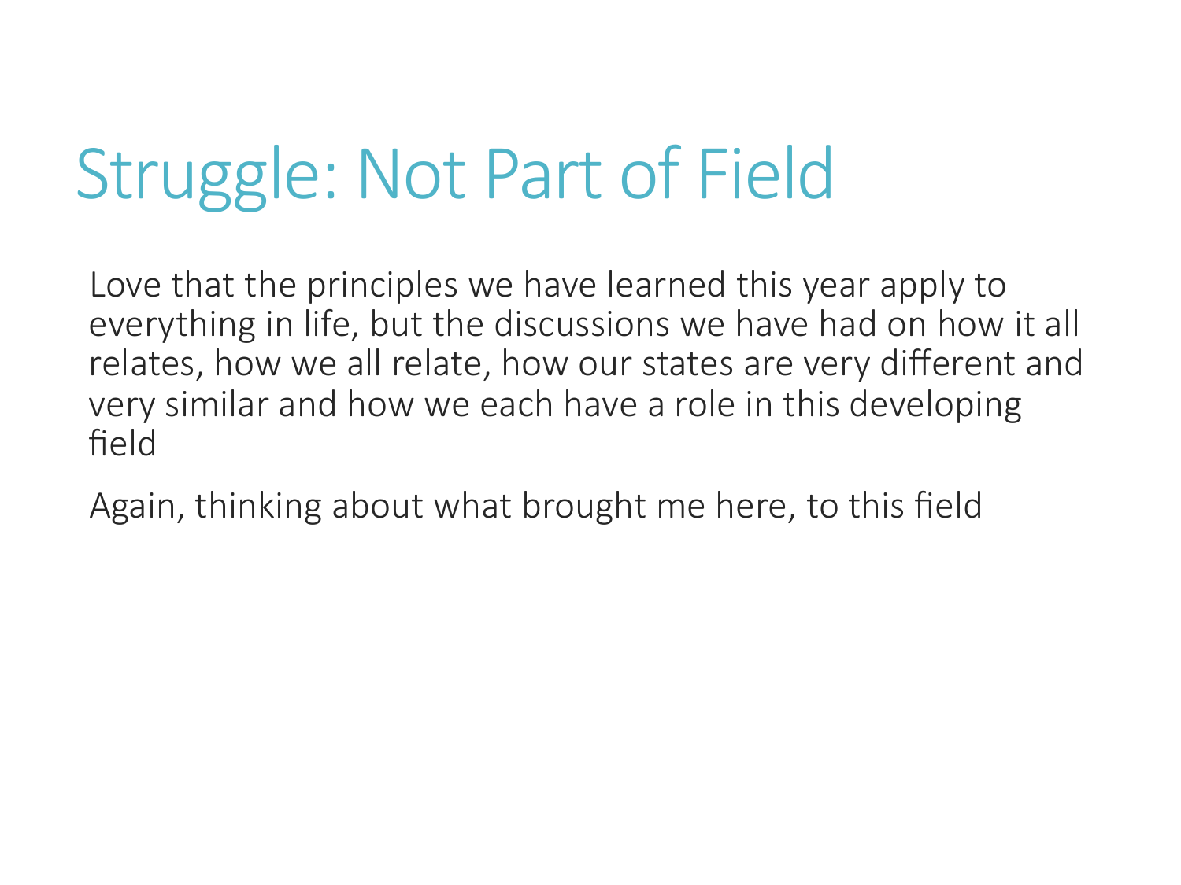# Struggle: Not Part of Field

Love that the principles we have learned this year apply to everything in life, but the discussions we have had on how it all relates, how we all relate, how our states are very different and very similar and how we each have a role in this developing field

Again, thinking about what brought me here, to this field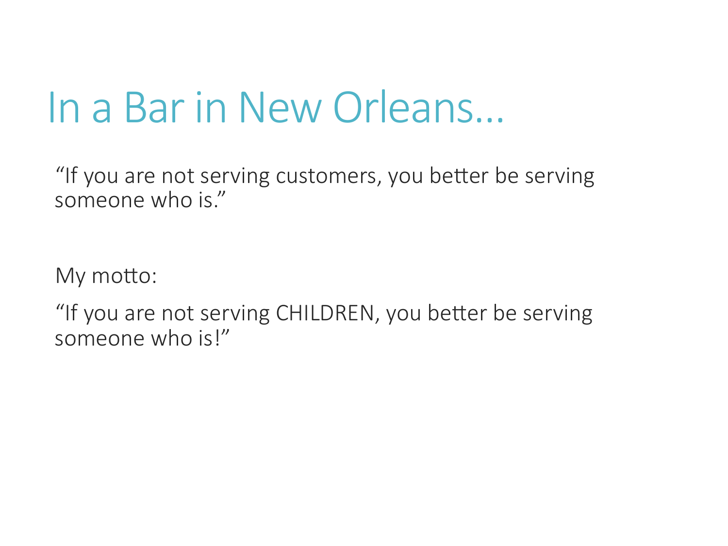# In a Bar in New Orleans…

“If you are not serving customers, you better be serving someone who is.”

My motto:

“If you are not serving CHILDREN, you better be serving someone who is!”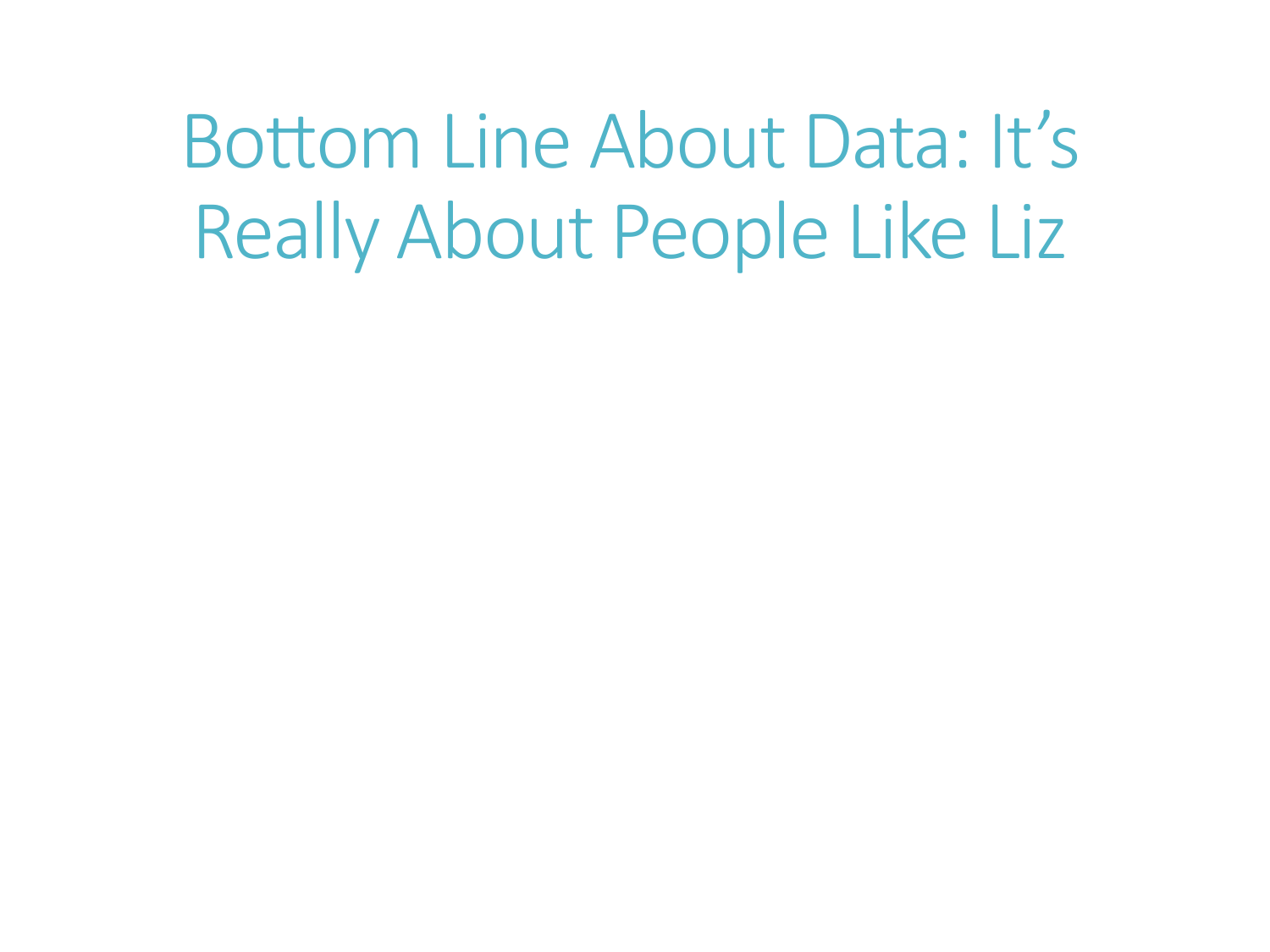# Bottom Line About Data: It's Really About People Like Liz